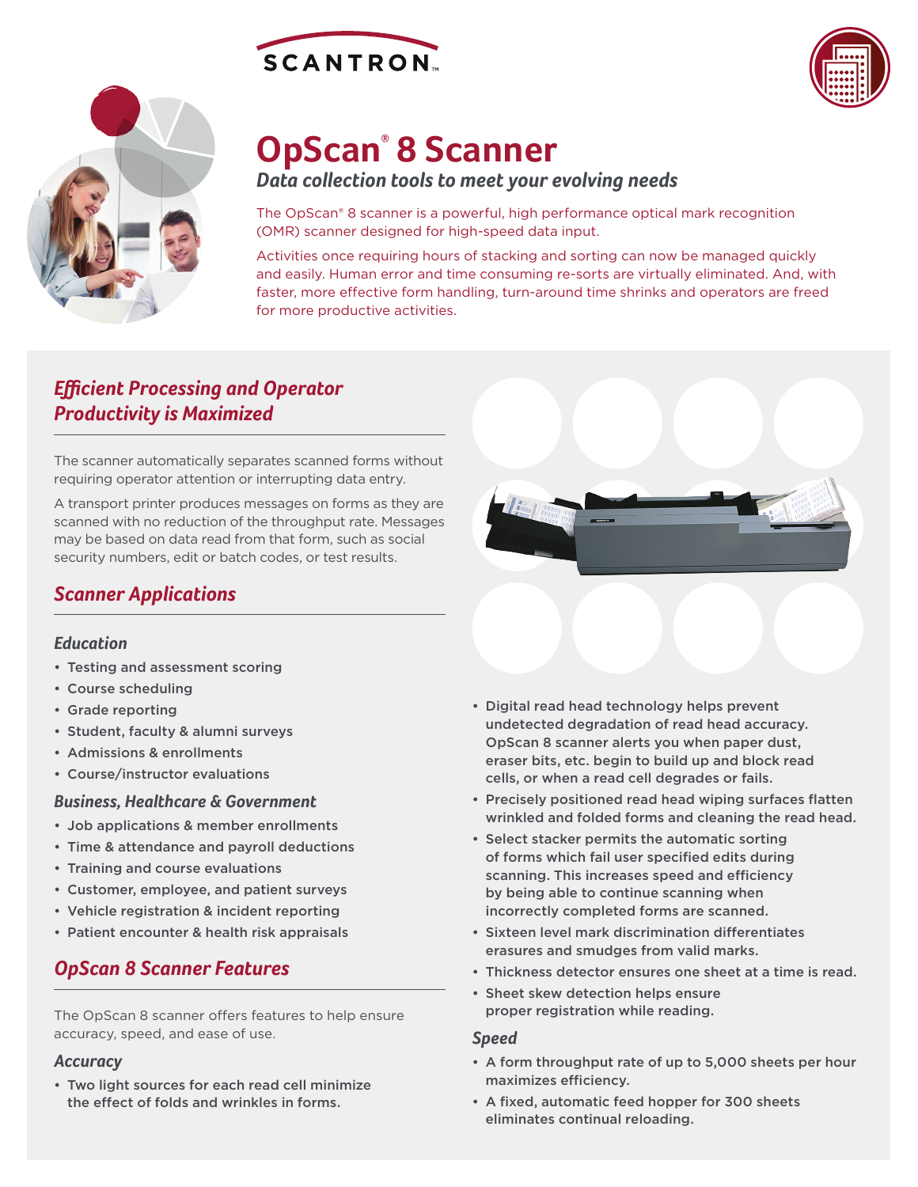# OpSCAN® 8 Scanner

### *Data collection tools to meet your evolving needs*

The OpScan® 8 scanner is a powerful, high performance optical mark recognition (OMR) scanner designed for high-speed data input.

Activities once requiring hours of stacking and sorting can now be managed quickly and easily. Human error and time consuming re-sorts are virtually eliminated. And, with faster, more effective form handling, turn-around time shrinks and operators are freed for more productive activities.

## *Efficient Processing and Operator Productivity is Maximized*

The scanner automatically separates scanned forms without requiring operator attention or interrupting data entry.

A transport printer produces messages on forms as they are scanned with no reduction of the throughput rate. Messages may be based on data read from that form, such as social security numbers, edit or batch codes, or test results.

## *Scanner Applications*

### *Education*

- Testing and assessment scoring
- Course scheduling
- Grade reporting
- Student, faculty & alumni surveys
- Admissions & enrollments
- Course/instructor evaluations

### *Business, Healthcare & Government*

- Job applications & member enrollments
- Time & attendance and payroll deductions
- Training and course evaluations
- Customer, employee, and patient surveys
- Vehicle registration & incident reporting
- Patient encounter & health risk appraisals

## *OpScan 8 Scanner Features*

The OpScan 8 scanner offers features to help ensure accuracy, speed, and ease of use.

### *Accuracy*

- Two light sources for each read cell minimize the effect of folds and wrinkles in forms.
- Digital read head technology helps prevent undetected degradation of read head accuracy. OpScan 8 scanner alerts you when paper dust, eraser bits, etc. begin to build up and block read cells, or when a read cell degrades or fails.
- Precisely positioned read head wiping surfaces flatten wrinkled and folded forms and cleaning the read head.
- Select stacker permits the automatic sorting of forms which fail user specified edits during scanning. This increases speed and efficiency by being able to continue scanning when incorrectly completed forms are scanned.
- Sixteen level mark discrimination differentiates erasures and smudges from valid marks.
- Thickness detector ensures one sheet at a time is read.
- Sheet skew detection helps ensure proper registration while reading.

### *Speed*

- A form throughput rate of up to 5,000 sheets per hour maximizes efficiency.
- A fixed, automatic feed hopper for 300 sheets eliminates continual reloading.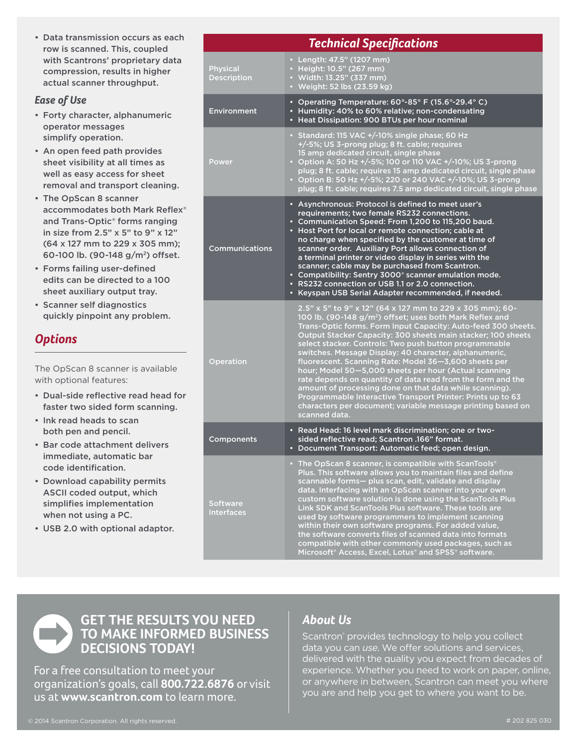- Data transmission occurs as each row is scanned. This, coupled with Scantrons' proprietary data compression, results in higher actual scanner throughput.

### *Ease of Use*

- Forty character, alphanumeric operator messages simplify operation.
- An open feed path provides sheet visibility at all times as well as easy access for sheet removal and transport cleaning.
- The OpScan 8 scanner accommodates both Mark Reflex® and Trans-Optic® forms ranging in size from 2.5" x 5" to 9" x 12" (64 x 127 mm to 229 x 305 mm); 60-100 lb. (90-148 g/m²) offset.
- Forms failing user-defined edits can be directed to a 100 sheet auxiliary output tray.
- Scanner self diagnostics quickly pinpoint any problem.

## *Options*

The OpScan 8 scanner is available with optional features:

- Dual-side reflective read head for faster two sided form scanning.
- Ink read heads to scan both pen and pencil.
- Bar code attachment delivers immediate, automatic bar code identification.
- Download capability permits ASCII coded output, which simplifies implementation when not using a PC.
- USB 2.0 with optional adaptor.

## *Technical Specifications*

| | |
|---|---|
| Physical Description | • Length: 47.5" (1207 mm)<br>• Height: 10.5" (267 mm)<br>• Width: 13.25" (337 mm)<br>• Weight: 52 lbs (23.59 kg) |
| Environment | • Operating Temperature: 60°-85° F (15.6°-29.4° C)<br>• Humidity: 40% to 60% relative; non-condensating<br>• Heat Dissipation: 900 BTUs per hour nominal |
| Power | • Standard: 115 VAC +/-10% single phase; 60 Hz +/-5%; US 3-prong plug; 8 ft. cable; requires 15 amp dedicated circuit, single phase<br>• Option A: 50 Hz +/-5%; 100 or 110 VAC +/-10%; US 3-prong plug; 8 ft. cable; requires 15 amp dedicated circuit, single phase<br>• Option B: 50 Hz +/-5%; 220 or 240 VAC +/-10%; US 3-prong plug; 8 ft. cable; requires 7.5 amp dedicated circuit, single phase |
| Communications | • Asynchronous: Protocol is defined to meet user's requirements; two female RS232 connections.<br>• Communication Speed: From 1,200 to 115,200 baud.<br>• Host Port for local or remote connection; cable at no charge when specified by the customer at time of scanner order. Auxiliary Port allows connection of a terminal printer or video display in series with the scanner; cable may be purchased from Scantron.<br>• Compatibility: Sentry 3000® scanner emulation mode.<br>• RS232 connection or USB 1.1 or 2.0 connection.<br>• Keyspan USB Serial Adapter recommended, if needed. |
| Operation | 2.5" x 5" to 9" x 12" (64 x 127 mm to 229 x 305 mm); 60-100 lb. (90-148 g/m²) offset; uses both Mark Reflex and Trans-Optic forms. Form Input Capacity: Auto-feed 300 sheets. Output Stacker Capacity: 300 sheets main stacker; 100 sheets select stacker. Controls: Two push button programmable switches. Message Display: 40 character, alphanumeric, fluorescent. Scanning Rate: Model 36—3,600 sheets per hour; Model 50—5,000 sheets per hour (Actual scanning rate depends on quantity of data read from the form and the amount of processing done on that data while scanning). Programmable Interactive Transport Printer: Prints up to 63 characters per document; variable message printing based on scanned data. |
| Components | • Read Head: 16 level mark discrimination; one or two-sided reflective read; Scantron .166" format.<br>• Document Transport: Automatic feed; open design. |
| Software Interfaces | • The OpScan 8 scanner, is compatible with ScanTools® Plus. This software allows you to maintain files and define scannable forms— plus scan, edit, validate and display data. Interfacing with an OpScan scanner into your own custom software solution is done using the ScanTools Plus Link SDK and ScanTools Plus software. These tools are used by software programmers to implement scanning within their own software programs. For added value, the software converts files of scanned data into formats compatible with other commonly used packages, such as Microsoft® Access, Excel, Lotus® and SPSS® software. |

## GET THE RESULTS YOU NEED TO MAKE INFORMED BUSINESS DECISIONS TODAY!

For a free consultation to meet your organization's goals, call **800.722.6876** or visit us at **www.scantron.com** to learn more.

## *About Us*

Scantron® provides technology to help you collect data you can *use*. We offer solutions and services, delivered with the quality you expect from decades of experience. Whether you need to work on paper, online, or anywhere in between, Scantron can meet you where you are and help you get to where you want to be.

© 2014 Scantron Corporation. All rights reserved.

# 202 825 030